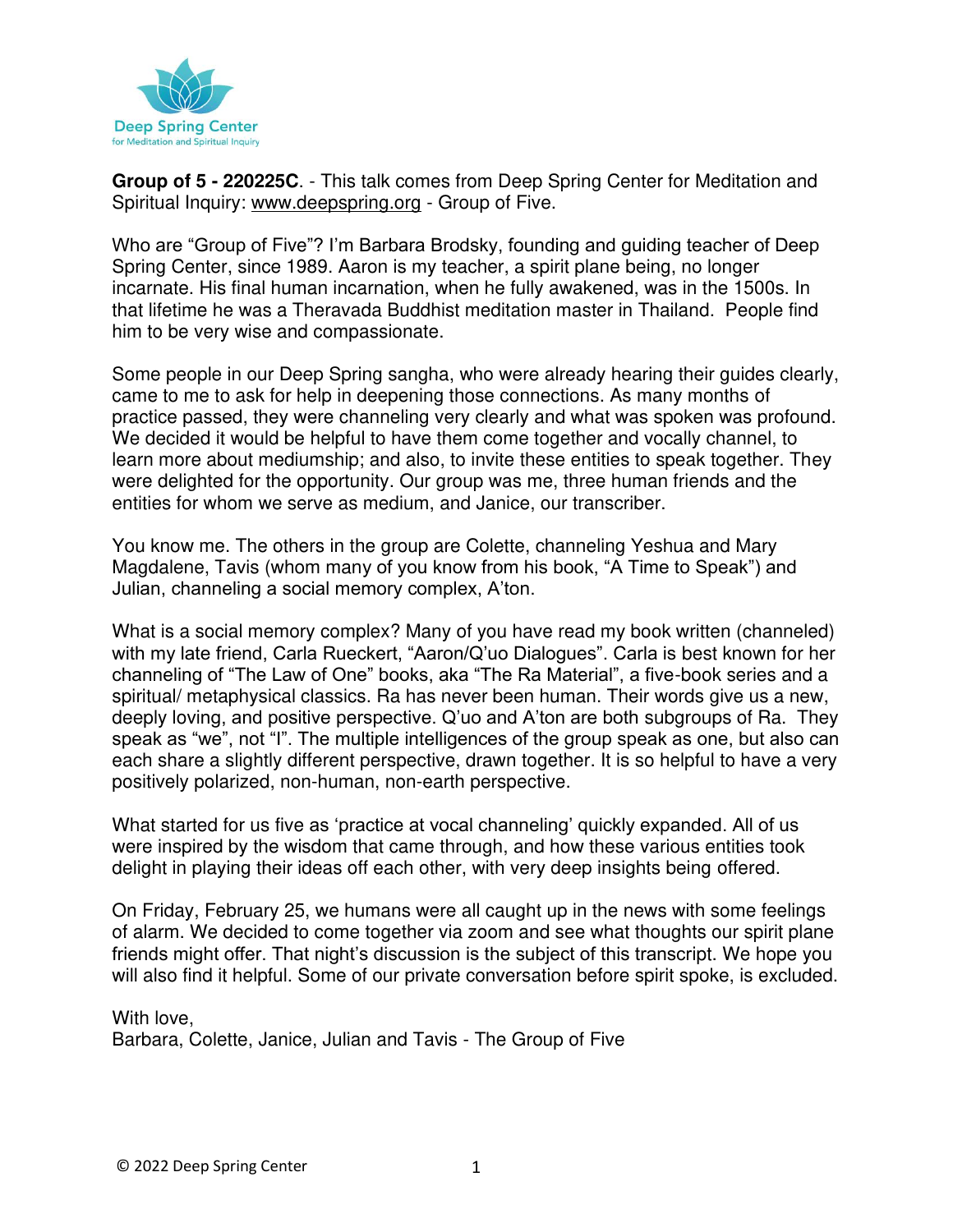Deep Spring Center
for Meditation and Spiritual Inquiry

**Group of 5 - 220225C**. - This talk comes from Deep Spring Center for Meditation and Spiritual Inquiry: www.deepspring.org - Group of Five.

Who are "Group of Five"? I'm Barbara Brodsky, founding and guiding teacher of Deep Spring Center, since 1989. Aaron is my teacher, a spirit plane being, no longer incarnate. His final human incarnation, when he fully awakened, was in the 1500s. In that lifetime he was a Theravada Buddhist meditation master in Thailand. People find him to be very wise and compassionate.

Some people in our Deep Spring sangha, who were already hearing their guides clearly, came to me to ask for help in deepening those connections. As many months of practice passed, they were channeling very clearly and what was spoken was profound. We decided it would be helpful to have them come together and vocally channel, to learn more about mediumship; and also, to invite these entities to speak together. They were delighted for the opportunity. Our group was me, three human friends and the entities for whom we serve as medium, and Janice, our transcriber.

You know me. The others in the group are Colette, channeling Yeshua and Mary Magdalene, Tavis (whom many of you know from his book, "A Time to Speak") and Julian, channeling a social memory complex, A'ton.

What is a social memory complex? Many of you have read my book written (channeled) with my late friend, Carla Rueckert, "Aaron/Q'uo Dialogues". Carla is best known for her channeling of "The Law of One" books, aka "The Ra Material", a five-book series and a spiritual/ metaphysical classics. Ra has never been human. Their words give us a new, deeply loving, and positive perspective. Q'uo and A'ton are both subgroups of Ra. They speak as "we", not "I". The multiple intelligences of the group speak as one, but also can each share a slightly different perspective, drawn together. It is so helpful to have a very positively polarized, non-human, non-earth perspective.

What started for us five as 'practice at vocal channeling' quickly expanded. All of us were inspired by the wisdom that came through, and how these various entities took delight in playing their ideas off each other, with very deep insights being offered.

On Friday, February 25, we humans were all caught up in the news with some feelings of alarm. We decided to come together via zoom and see what thoughts our spirit plane friends might offer. That night's discussion is the subject of this transcript. We hope you will also find it helpful. Some of our private conversation before spirit spoke, is excluded.

With love,
Barbara, Colette, Janice, Julian and Tavis - The Group of Five

© 2022 Deep Spring Center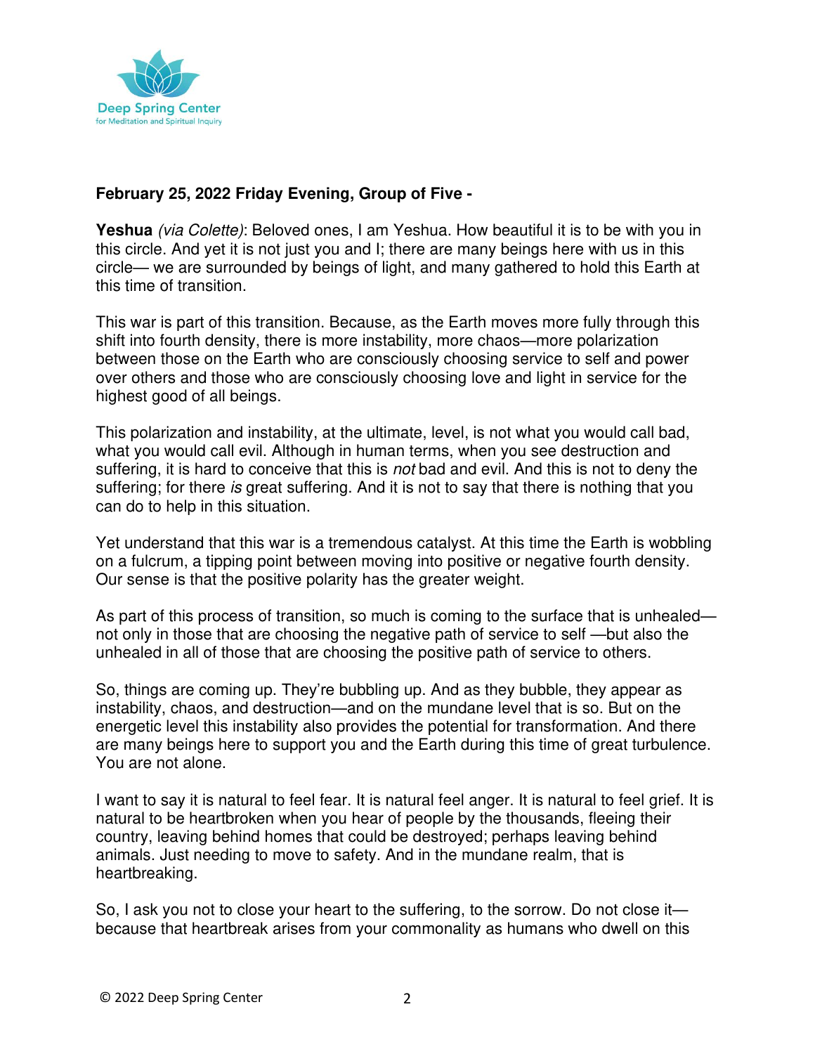**February 25, 2022 Friday Evening, Group of Five -**

**Yeshua** *(via Colette)*: Beloved ones, I am Yeshua. How beautiful it is to be with you in this circle. And yet it is not just you and I; there are many beings here with us in this circle— we are surrounded by beings of light, and many gathered to hold this Earth at this time of transition.

This war is part of this transition. Because, as the Earth moves more fully through this shift into fourth density, there is more instability, more chaos—more polarization between those on the Earth who are consciously choosing service to self and power over others and those who are consciously choosing love and light in service for the highest good of all beings.

This polarization and instability, at the ultimate, level, is not what you would call bad, what you would call evil. Although in human terms, when you see destruction and suffering, it is hard to conceive that this is *not* bad and evil. And this is not to deny the suffering; for there *is* great suffering. And it is not to say that there is nothing that you can do to help in this situation.

Yet understand that this war is a tremendous catalyst. At this time the Earth is wobbling on a fulcrum, a tipping point between moving into positive or negative fourth density. Our sense is that the positive polarity has the greater weight.

As part of this process of transition, so much is coming to the surface that is unhealed— not only in those that are choosing the negative path of service to self —but also the unhealed in all of those that are choosing the positive path of service to others.

So, things are coming up. They're bubbling up. And as they bubble, they appear as instability, chaos, and destruction—and on the mundane level that is so. But on the energetic level this instability also provides the potential for transformation. And there are many beings here to support you and the Earth during this time of great turbulence. You are not alone.

I want to say it is natural to feel fear. It is natural feel anger. It is natural to feel grief. It is natural to be heartbroken when you hear of people by the thousands, fleeing their country, leaving behind homes that could be destroyed; perhaps leaving behind animals. Just needing to move to safety. And in the mundane realm, that is heartbreaking.

So, I ask you not to close your heart to the suffering, to the sorrow. Do not close it— because that heartbreak arises from your commonality as humans who dwell on this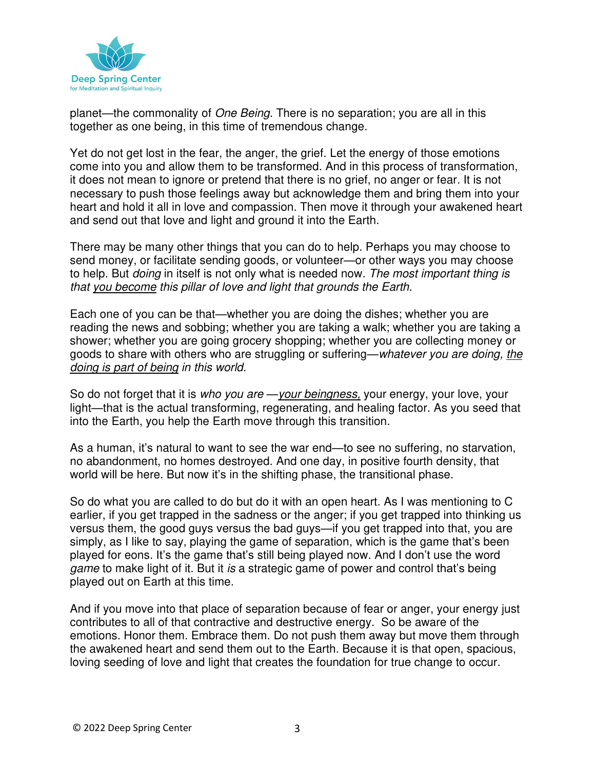planet—the commonality of *One Being*. There is no separation; you are all in this together as one being, in this time of tremendous change.

Yet do not get lost in the fear, the anger, the grief. Let the energy of those emotions come into you and allow them to be transformed. And in this process of transformation, it does not mean to ignore or pretend that there is no grief, no anger or fear. It is not necessary to push those feelings away but acknowledge them and bring them into your heart and hold it all in love and compassion. Then move it through your awakened heart and send out that love and light and ground it into the Earth.

There may be many other things that you can do to help. Perhaps you may choose to send money, or facilitate sending goods, or volunteer—or other ways you may choose to help. But *doing* in itself is not only what is needed now. *The most important thing is that <u>you become</u> this pillar of love and light that grounds the Earth.*

Each one of you can be that—whether you are doing the dishes; whether you are reading the news and sobbing; whether you are taking a walk; whether you are taking a shower; whether you are going grocery shopping; whether you are collecting money or goods to share with others who are struggling or suffering—*whatever you are doing, <u>the doing is part of being</u> in this world.*

So do not forget that it is *who you are* —*<u>your beingness,</u>* your energy, your love, your light—that is the actual transforming, regenerating, and healing factor. As you seed that into the Earth, you help the Earth move through this transition.

As a human, it's natural to want to see the war end—to see no suffering, no starvation, no abandonment, no homes destroyed. And one day, in positive fourth density, that world will be here. But now it's in the shifting phase, the transitional phase.

So do what you are called to do but do it with an open heart. As I was mentioning to C earlier, if you get trapped in the sadness or the anger; if you get trapped into thinking us versus them, the good guys versus the bad guys—if you get trapped into that, you are simply, as I like to say, playing the game of separation, which is the game that's been played for eons. It's the game that's still being played now. And I don't use the word *game* to make light of it. But it *is* a strategic game of power and control that's being played out on Earth at this time.

And if you move into that place of separation because of fear or anger, your energy just contributes to all of that contractive and destructive energy. So be aware of the emotions. Honor them. Embrace them. Do not push them away but move them through the awakened heart and send them out to the Earth. Because it is that open, spacious, loving seeding of love and light that creates the foundation for true change to occur.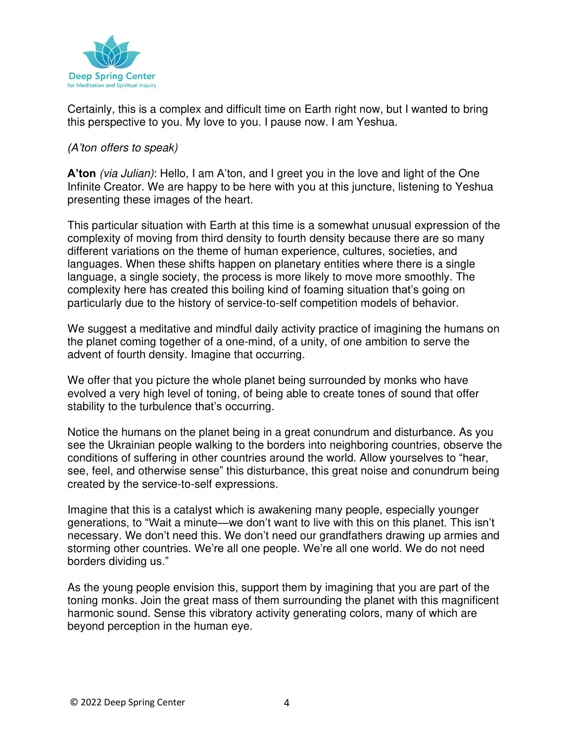Certainly, this is a complex and difficult time on Earth right now, but I wanted to bring this perspective to you. My love to you. I pause now. I am Yeshua.

*(A'ton offers to speak)*

**A'ton** *(via Julian)*: Hello, I am A'ton, and I greet you in the love and light of the One Infinite Creator. We are happy to be here with you at this juncture, listening to Yeshua presenting these images of the heart.

This particular situation with Earth at this time is a somewhat unusual expression of the complexity of moving from third density to fourth density because there are so many different variations on the theme of human experience, cultures, societies, and languages. When these shifts happen on planetary entities where there is a single language, a single society, the process is more likely to move more smoothly. The complexity here has created this boiling kind of foaming situation that's going on particularly due to the history of service-to-self competition models of behavior.

We suggest a meditative and mindful daily activity practice of imagining the humans on the planet coming together of a one-mind, of a unity, of one ambition to serve the advent of fourth density. Imagine that occurring.

We offer that you picture the whole planet being surrounded by monks who have evolved a very high level of toning, of being able to create tones of sound that offer stability to the turbulence that's occurring.

Notice the humans on the planet being in a great conundrum and disturbance. As you see the Ukrainian people walking to the borders into neighboring countries, observe the conditions of suffering in other countries around the world. Allow yourselves to "hear, see, feel, and otherwise sense" this disturbance, this great noise and conundrum being created by the service-to-self expressions.

Imagine that this is a catalyst which is awakening many people, especially younger generations, to "Wait a minute—we don't want to live with this on this planet. This isn't necessary. We don't need this. We don't need our grandfathers drawing up armies and storming other countries. We're all one people. We're all one world. We do not need borders dividing us."

As the young people envision this, support them by imagining that you are part of the toning monks. Join the great mass of them surrounding the planet with this magnificent harmonic sound. Sense this vibratory activity generating colors, many of which are beyond perception in the human eye.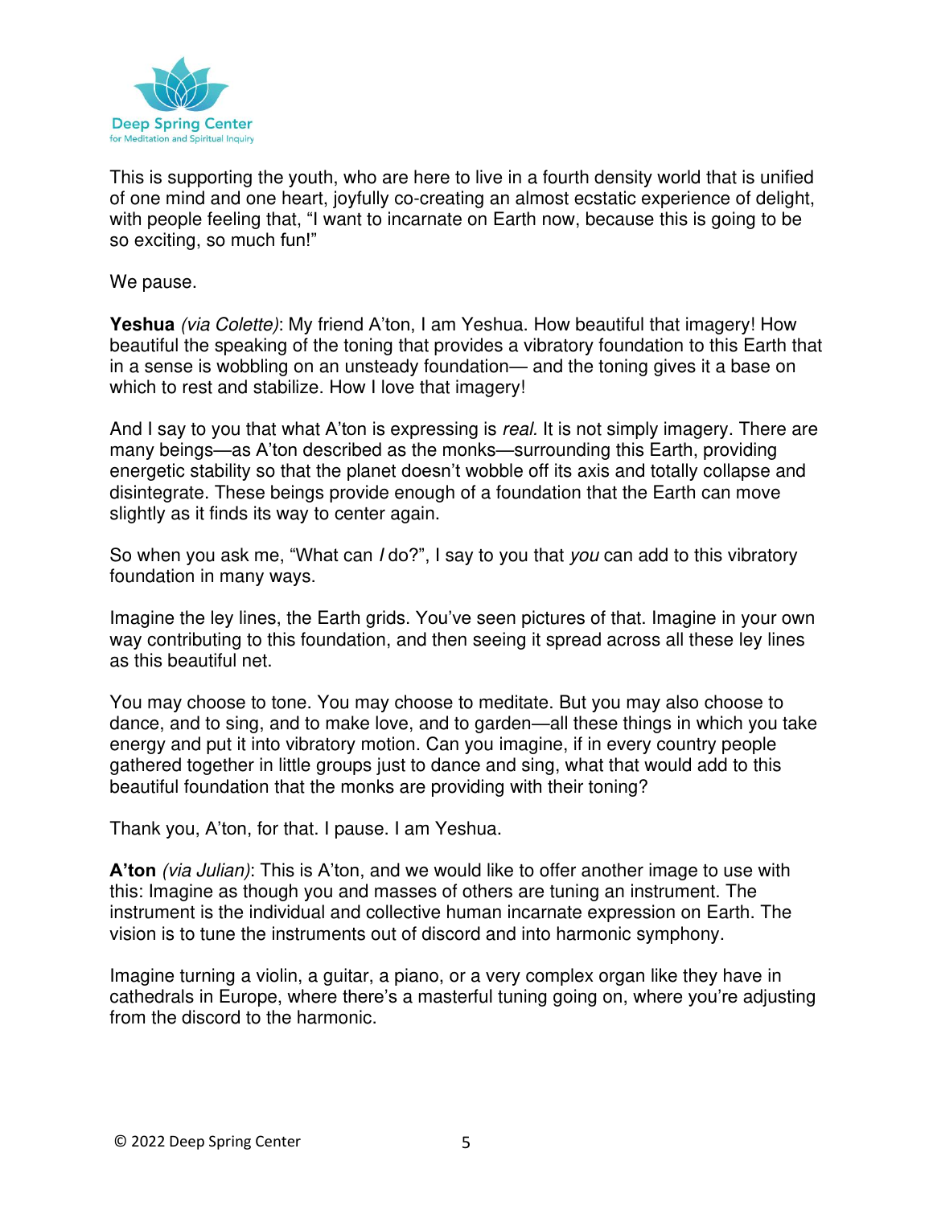This is supporting the youth, who are here to live in a fourth density world that is unified of one mind and one heart, joyfully co-creating an almost ecstatic experience of delight, with people feeling that, "I want to incarnate on Earth now, because this is going to be so exciting, so much fun!"

We pause.

**Yeshua** *(via Colette)*: My friend A'ton, I am Yeshua. How beautiful that imagery! How beautiful the speaking of the toning that provides a vibratory foundation to this Earth that in a sense is wobbling on an unsteady foundation— and the toning gives it a base on which to rest and stabilize. How I love that imagery!

And I say to you that what A'ton is expressing is *real.* It is not simply imagery. There are many beings—as A'ton described as the monks—surrounding this Earth, providing energetic stability so that the planet doesn't wobble off its axis and totally collapse and disintegrate. These beings provide enough of a foundation that the Earth can move slightly as it finds its way to center again.

So when you ask me, "What can *I* do?", I say to you that *you* can add to this vibratory foundation in many ways.

Imagine the ley lines, the Earth grids. You've seen pictures of that. Imagine in your own way contributing to this foundation, and then seeing it spread across all these ley lines as this beautiful net.

You may choose to tone. You may choose to meditate. But you may also choose to dance, and to sing, and to make love, and to garden—all these things in which you take energy and put it into vibratory motion. Can you imagine, if in every country people gathered together in little groups just to dance and sing, what that would add to this beautiful foundation that the monks are providing with their toning?

Thank you, A'ton, for that. I pause. I am Yeshua.

**A'ton** *(via Julian)*: This is A'ton, and we would like to offer another image to use with this: Imagine as though you and masses of others are tuning an instrument. The instrument is the individual and collective human incarnate expression on Earth. The vision is to tune the instruments out of discord and into harmonic symphony.

Imagine turning a violin, a guitar, a piano, or a very complex organ like they have in cathedrals in Europe, where there's a masterful tuning going on, where you're adjusting from the discord to the harmonic.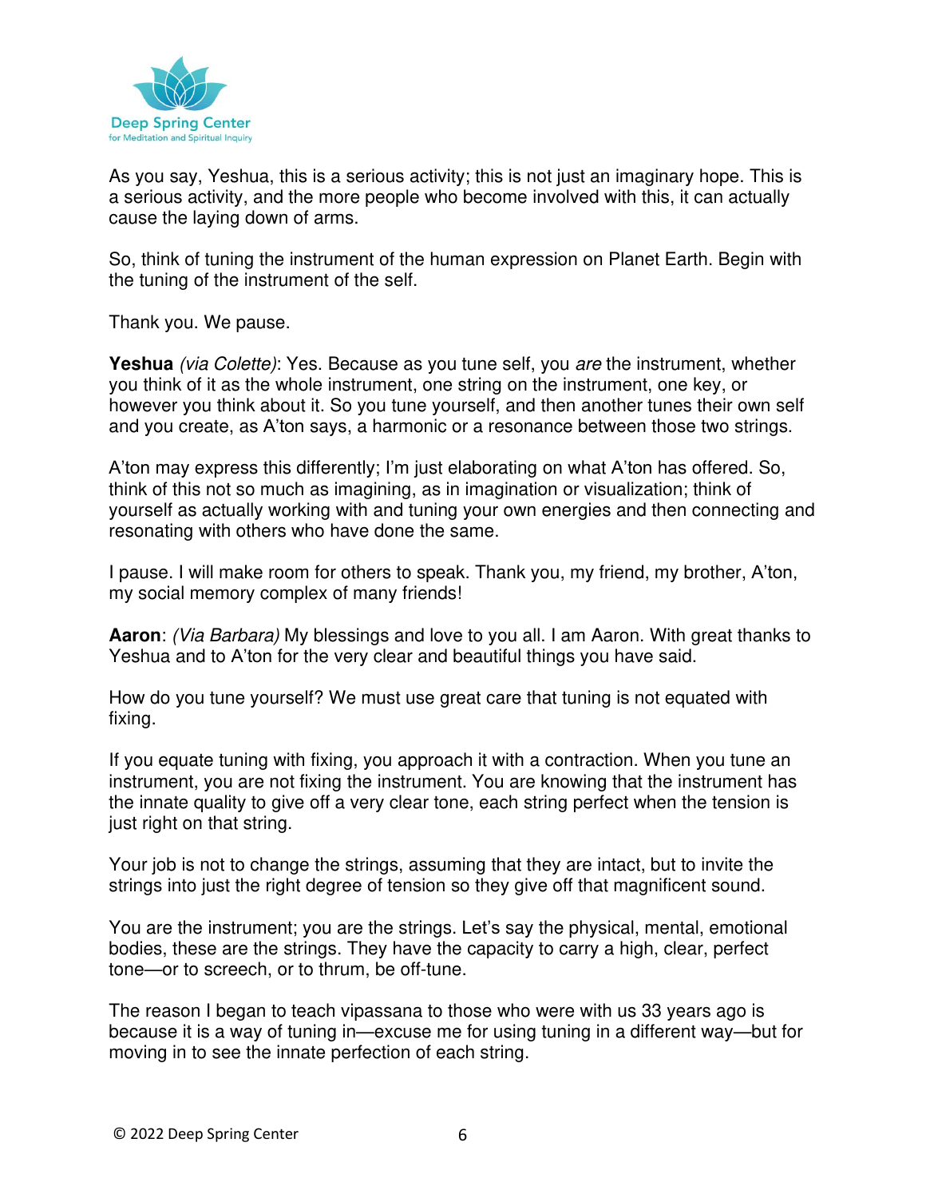As you say, Yeshua, this is a serious activity; this is not just an imaginary hope. This is a serious activity, and the more people who become involved with this, it can actually cause the laying down of arms.

So, think of tuning the instrument of the human expression on Planet Earth. Begin with the tuning of the instrument of the self.

Thank you. We pause.

**Yeshua** *(via Colette)*: Yes. Because as you tune self, you *are* the instrument, whether you think of it as the whole instrument, one string on the instrument, one key, or however you think about it. So you tune yourself, and then another tunes their own self and you create, as A'ton says, a harmonic or a resonance between those two strings.

A'ton may express this differently; I'm just elaborating on what A'ton has offered. So, think of this not so much as imagining, as in imagination or visualization; think of yourself as actually working with and tuning your own energies and then connecting and resonating with others who have done the same.

I pause. I will make room for others to speak. Thank you, my friend, my brother, A'ton, my social memory complex of many friends!

**Aaron**: *(Via Barbara)* My blessings and love to you all. I am Aaron. With great thanks to Yeshua and to A'ton for the very clear and beautiful things you have said.

How do you tune yourself? We must use great care that tuning is not equated with fixing.

If you equate tuning with fixing, you approach it with a contraction. When you tune an instrument, you are not fixing the instrument. You are knowing that the instrument has the innate quality to give off a very clear tone, each string perfect when the tension is just right on that string.

Your job is not to change the strings, assuming that they are intact, but to invite the strings into just the right degree of tension so they give off that magnificent sound.

You are the instrument; you are the strings. Let's say the physical, mental, emotional bodies, these are the strings. They have the capacity to carry a high, clear, perfect tone—or to screech, or to thrum, be off-tune.

The reason I began to teach vipassana to those who were with us 33 years ago is because it is a way of tuning in—excuse me for using tuning in a different way—but for moving in to see the innate perfection of each string.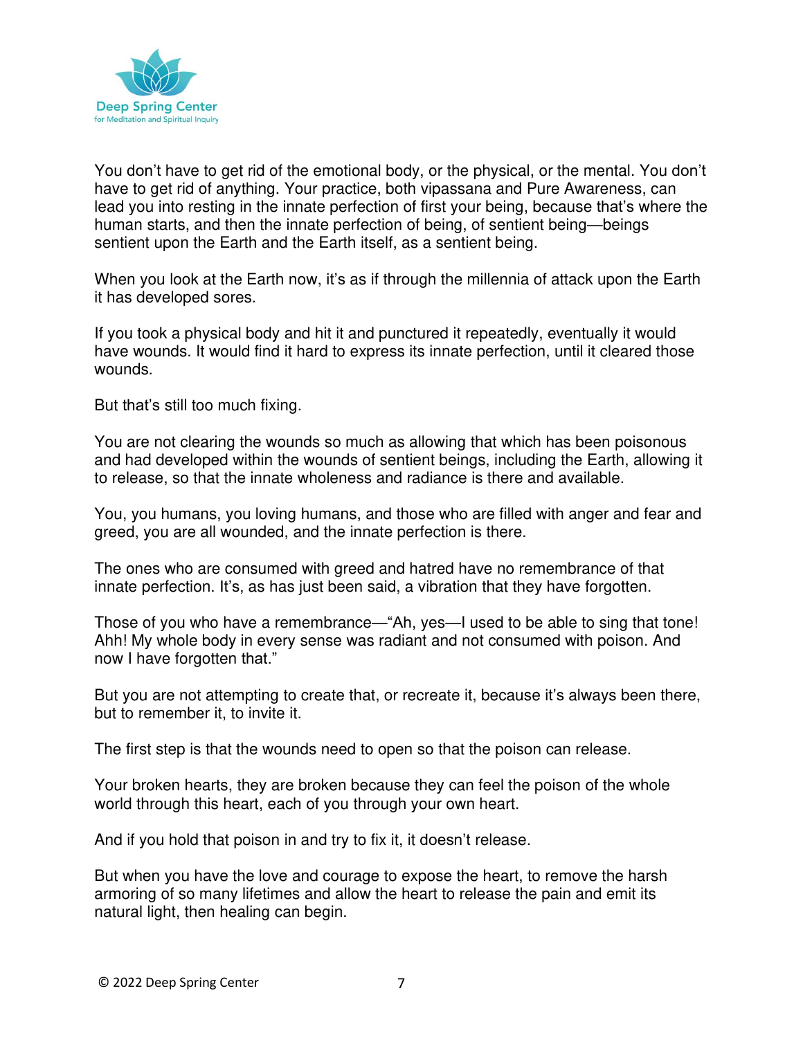You don't have to get rid of the emotional body, or the physical, or the mental. You don't have to get rid of anything. Your practice, both vipassana and Pure Awareness, can lead you into resting in the innate perfection of first your being, because that's where the human starts, and then the innate perfection of being, of sentient being—beings sentient upon the Earth and the Earth itself, as a sentient being.

When you look at the Earth now, it's as if through the millennia of attack upon the Earth it has developed sores.

If you took a physical body and hit it and punctured it repeatedly, eventually it would have wounds. It would find it hard to express its innate perfection, until it cleared those wounds.

But that's still too much fixing.

You are not clearing the wounds so much as allowing that which has been poisonous and had developed within the wounds of sentient beings, including the Earth, allowing it to release, so that the innate wholeness and radiance is there and available.

You, you humans, you loving humans, and those who are filled with anger and fear and greed, you are all wounded, and the innate perfection is there.

The ones who are consumed with greed and hatred have no remembrance of that innate perfection. It's, as has just been said, a vibration that they have forgotten.

Those of you who have a remembrance—"Ah, yes—I used to be able to sing that tone! Ahh! My whole body in every sense was radiant and not consumed with poison. And now I have forgotten that."

But you are not attempting to create that, or recreate it, because it's always been there, but to remember it, to invite it.

The first step is that the wounds need to open so that the poison can release.

Your broken hearts, they are broken because they can feel the poison of the whole world through this heart, each of you through your own heart.

And if you hold that poison in and try to fix it, it doesn't release.

But when you have the love and courage to expose the heart, to remove the harsh armoring of so many lifetimes and allow the heart to release the pain and emit its natural light, then healing can begin.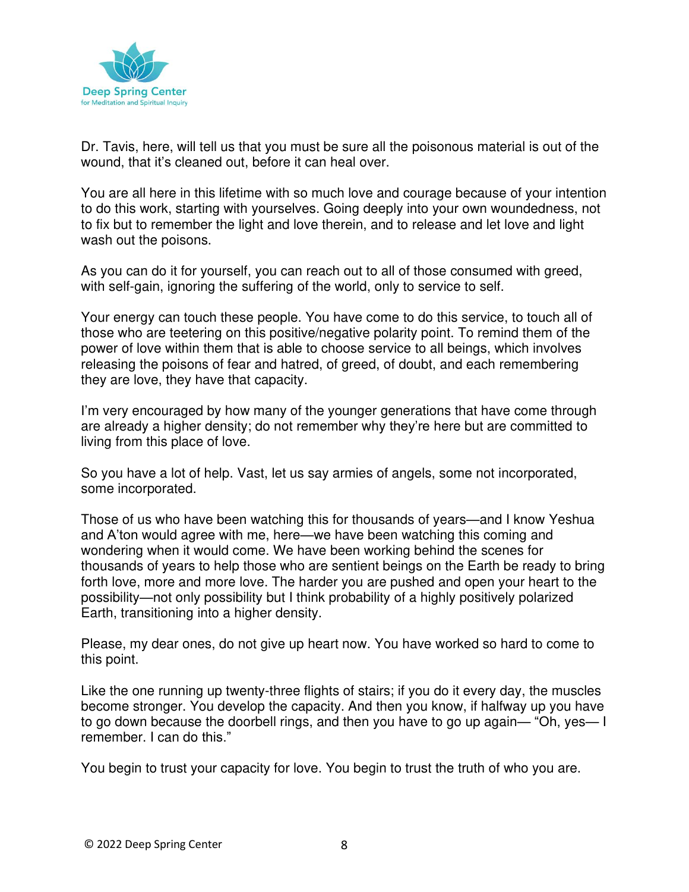Dr. Tavis, here, will tell us that you must be sure all the poisonous material is out of the wound, that it's cleaned out, before it can heal over.

You are all here in this lifetime with so much love and courage because of your intention to do this work, starting with yourselves. Going deeply into your own woundedness, not to fix but to remember the light and love therein, and to release and let love and light wash out the poisons.

As you can do it for yourself, you can reach out to all of those consumed with greed, with self-gain, ignoring the suffering of the world, only to service to self.

Your energy can touch these people. You have come to do this service, to touch all of those who are teetering on this positive/negative polarity point. To remind them of the power of love within them that is able to choose service to all beings, which involves releasing the poisons of fear and hatred, of greed, of doubt, and each remembering they are love, they have that capacity.

I'm very encouraged by how many of the younger generations that have come through are already a higher density; do not remember why they're here but are committed to living from this place of love.

So you have a lot of help. Vast, let us say armies of angels, some not incorporated, some incorporated.

Those of us who have been watching this for thousands of years—and I know Yeshua and A'ton would agree with me, here—we have been watching this coming and wondering when it would come. We have been working behind the scenes for thousands of years to help those who are sentient beings on the Earth be ready to bring forth love, more and more love. The harder you are pushed and open your heart to the possibility—not only possibility but I think probability of a highly positively polarized Earth, transitioning into a higher density.

Please, my dear ones, do not give up heart now. You have worked so hard to come to this point.

Like the one running up twenty-three flights of stairs; if you do it every day, the muscles become stronger. You develop the capacity. And then you know, if halfway up you have to go down because the doorbell rings, and then you have to go up again— "Oh, yes— I remember. I can do this."

You begin to trust your capacity for love. You begin to trust the truth of who you are.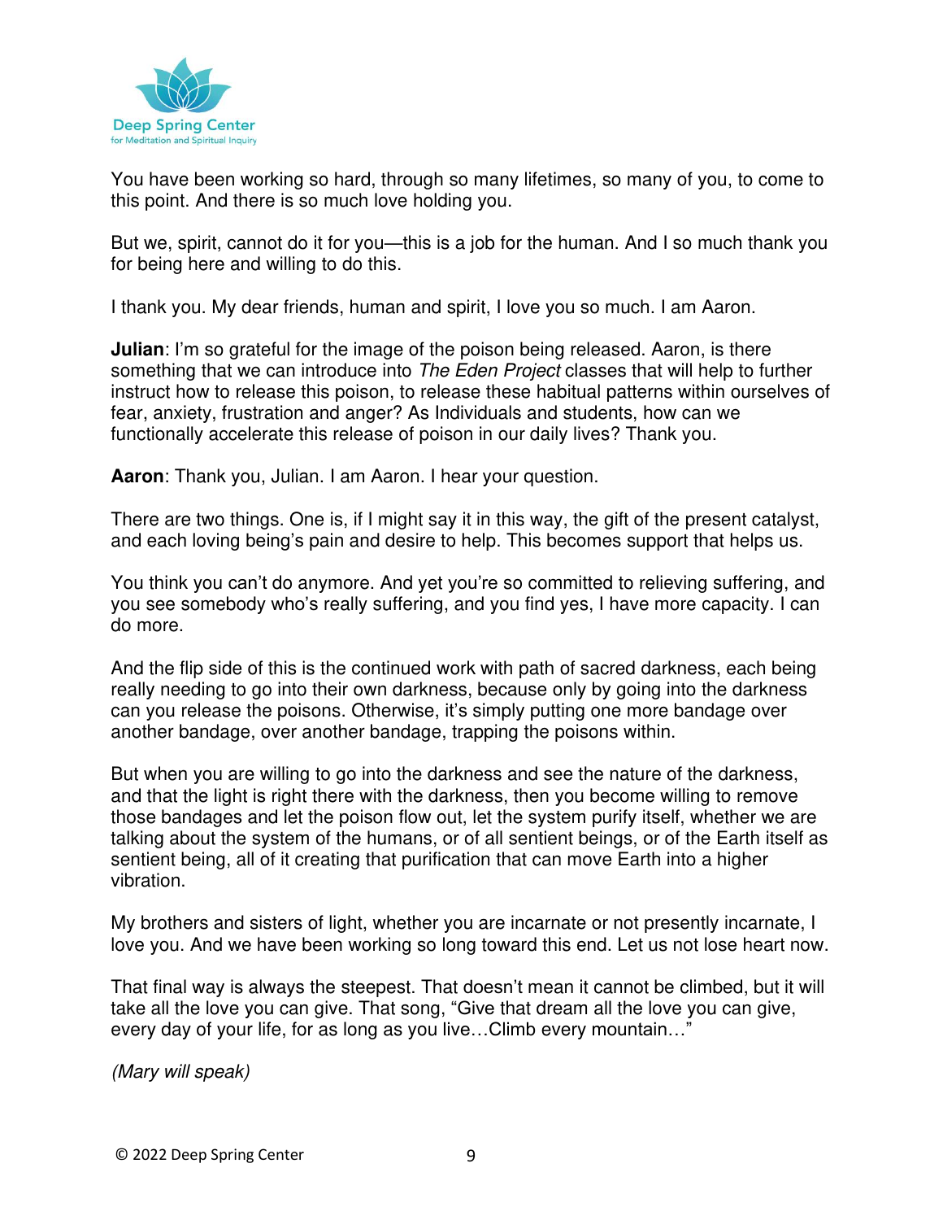You have been working so hard, through so many lifetimes, so many of you, to come to this point. And there is so much love holding you.

But we, spirit, cannot do it for you—this is a job for the human. And I so much thank you for being here and willing to do this.

I thank you. My dear friends, human and spirit, I love you so much. I am Aaron.

**Julian**: I'm so grateful for the image of the poison being released. Aaron, is there something that we can introduce into *The Eden Project* classes that will help to further instruct how to release this poison, to release these habitual patterns within ourselves of fear, anxiety, frustration and anger? As Individuals and students, how can we functionally accelerate this release of poison in our daily lives? Thank you.

**Aaron**: Thank you, Julian. I am Aaron. I hear your question.

There are two things. One is, if I might say it in this way, the gift of the present catalyst, and each loving being's pain and desire to help. This becomes support that helps us.

You think you can't do anymore. And yet you're so committed to relieving suffering, and you see somebody who's really suffering, and you find yes, I have more capacity. I can do more.

And the flip side of this is the continued work with path of sacred darkness, each being really needing to go into their own darkness, because only by going into the darkness can you release the poisons. Otherwise, it's simply putting one more bandage over another bandage, over another bandage, trapping the poisons within.

But when you are willing to go into the darkness and see the nature of the darkness, and that the light is right there with the darkness, then you become willing to remove those bandages and let the poison flow out, let the system purify itself, whether we are talking about the system of the humans, or of all sentient beings, or of the Earth itself as sentient being, all of it creating that purification that can move Earth into a higher vibration.

My brothers and sisters of light, whether you are incarnate or not presently incarnate, I love you. And we have been working so long toward this end. Let us not lose heart now.

That final way is always the steepest. That doesn't mean it cannot be climbed, but it will take all the love you can give. That song, "Give that dream all the love you can give, every day of your life, for as long as you live…Climb every mountain…"

*(Mary will speak)*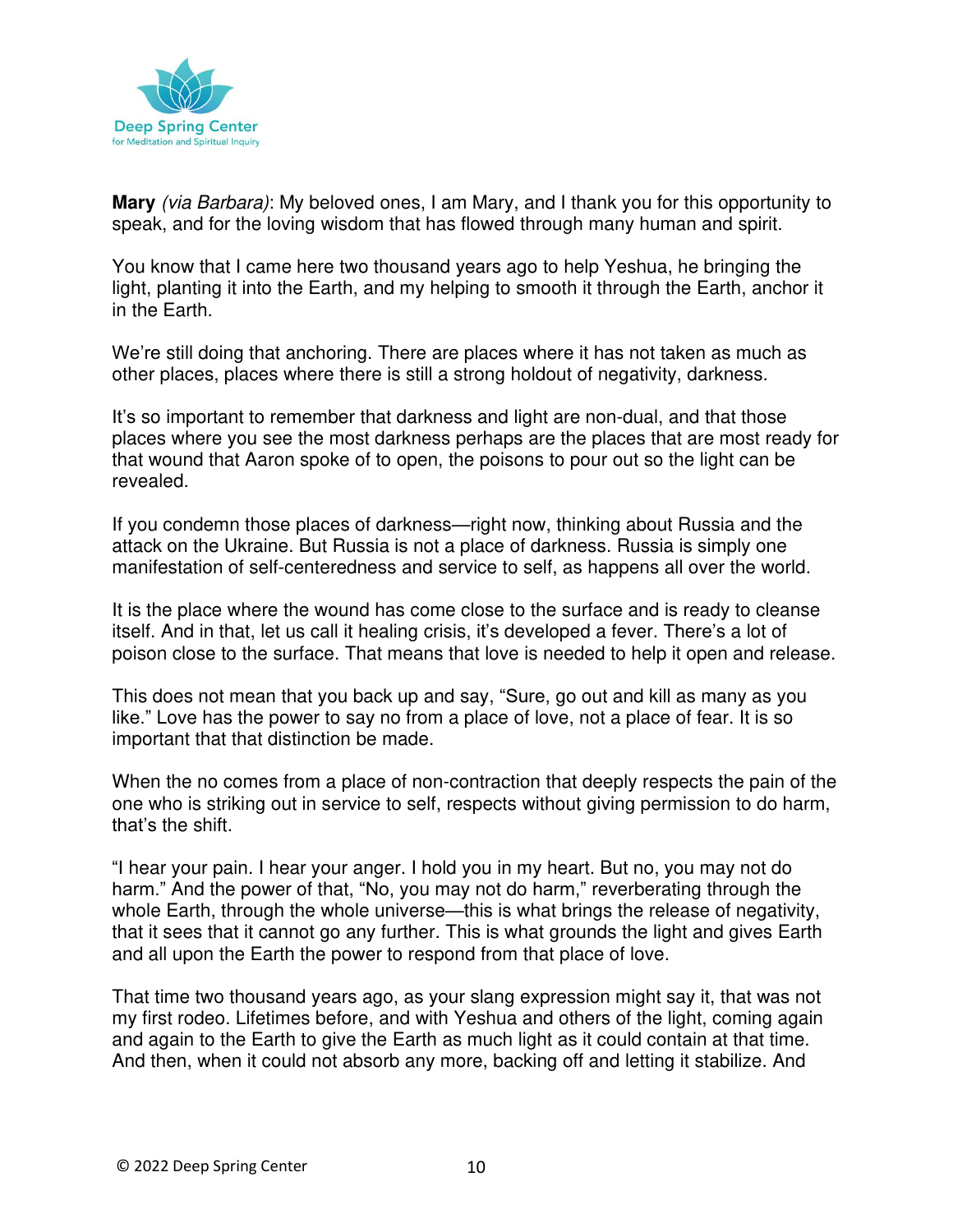**Mary** *(via Barbara)*: My beloved ones, I am Mary, and I thank you for this opportunity to speak, and for the loving wisdom that has flowed through many human and spirit.

You know that I came here two thousand years ago to help Yeshua, he bringing the light, planting it into the Earth, and my helping to smooth it through the Earth, anchor it in the Earth.

We're still doing that anchoring. There are places where it has not taken as much as other places, places where there is still a strong holdout of negativity, darkness.

It's so important to remember that darkness and light are non-dual, and that those places where you see the most darkness perhaps are the places that are most ready for that wound that Aaron spoke of to open, the poisons to pour out so the light can be revealed.

If you condemn those places of darkness—right now, thinking about Russia and the attack on the Ukraine. But Russia is not a place of darkness. Russia is simply one manifestation of self-centeredness and service to self, as happens all over the world.

It is the place where the wound has come close to the surface and is ready to cleanse itself. And in that, let us call it healing crisis, it's developed a fever. There's a lot of poison close to the surface. That means that love is needed to help it open and release.

This does not mean that you back up and say, "Sure, go out and kill as many as you like." Love has the power to say no from a place of love, not a place of fear. It is so important that that distinction be made.

When the no comes from a place of non-contraction that deeply respects the pain of the one who is striking out in service to self, respects without giving permission to do harm, that's the shift.

"I hear your pain. I hear your anger. I hold you in my heart. But no, you may not do harm." And the power of that, "No, you may not do harm," reverberating through the whole Earth, through the whole universe—this is what brings the release of negativity, that it sees that it cannot go any further. This is what grounds the light and gives Earth and all upon the Earth the power to respond from that place of love.

That time two thousand years ago, as your slang expression might say it, that was not my first rodeo. Lifetimes before, and with Yeshua and others of the light, coming again and again to the Earth to give the Earth as much light as it could contain at that time. And then, when it could not absorb any more, backing off and letting it stabilize. And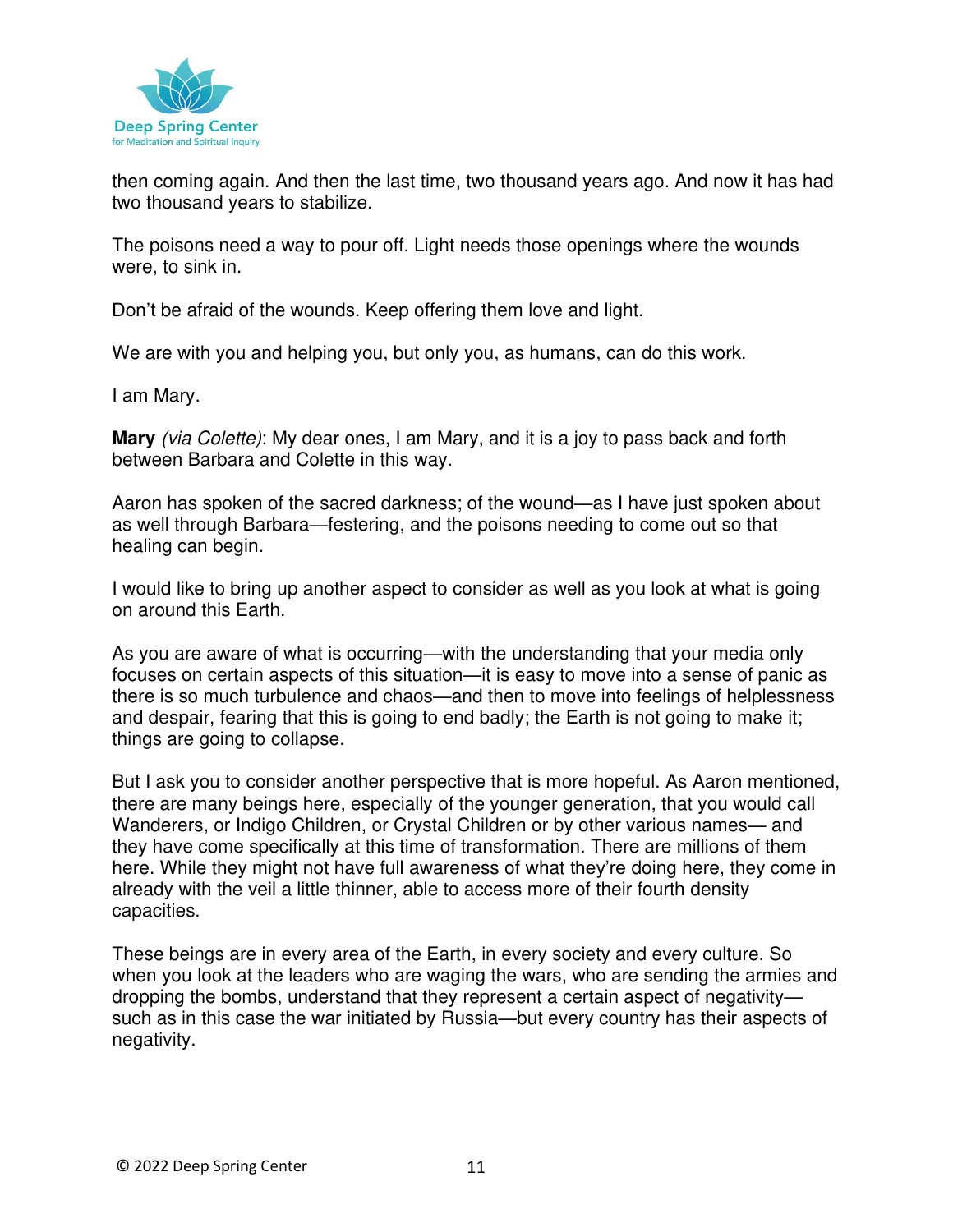then coming again. And then the last time, two thousand years ago. And now it has had two thousand years to stabilize.

The poisons need a way to pour off. Light needs those openings where the wounds were, to sink in.

Don't be afraid of the wounds. Keep offering them love and light.

We are with you and helping you, but only you, as humans, can do this work.

I am Mary.

**Mary** *(via Colette)*: My dear ones, I am Mary, and it is a joy to pass back and forth between Barbara and Colette in this way.

Aaron has spoken of the sacred darkness; of the wound—as I have just spoken about as well through Barbara—festering, and the poisons needing to come out so that healing can begin.

I would like to bring up another aspect to consider as well as you look at what is going on around this Earth.

As you are aware of what is occurring—with the understanding that your media only focuses on certain aspects of this situation—it is easy to move into a sense of panic as there is so much turbulence and chaos—and then to move into feelings of helplessness and despair, fearing that this is going to end badly; the Earth is not going to make it; things are going to collapse.

But I ask you to consider another perspective that is more hopeful. As Aaron mentioned, there are many beings here, especially of the younger generation, that you would call Wanderers, or Indigo Children, or Crystal Children or by other various names— and they have come specifically at this time of transformation. There are millions of them here. While they might not have full awareness of what they're doing here, they come in already with the veil a little thinner, able to access more of their fourth density capacities.

These beings are in every area of the Earth, in every society and every culture. So when you look at the leaders who are waging the wars, who are sending the armies and dropping the bombs, understand that they represent a certain aspect of negativity—such as in this case the war initiated by Russia—but every country has their aspects of negativity.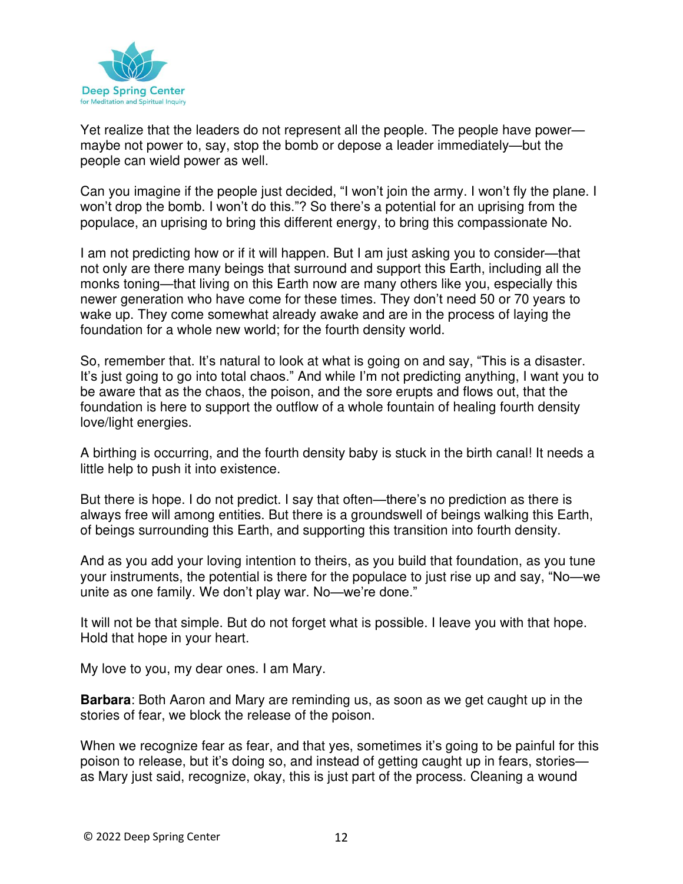Yet realize that the leaders do not represent all the people. The people have power—maybe not power to, say, stop the bomb or depose a leader immediately—but the people can wield power as well.

Can you imagine if the people just decided, "I won't join the army. I won't fly the plane. I won't drop the bomb. I won't do this."? So there's a potential for an uprising from the populace, an uprising to bring this different energy, to bring this compassionate No.

I am not predicting how or if it will happen. But I am just asking you to consider—that not only are there many beings that surround and support this Earth, including all the monks toning—that living on this Earth now are many others like you, especially this newer generation who have come for these times. They don't need 50 or 70 years to wake up. They come somewhat already awake and are in the process of laying the foundation for a whole new world; for the fourth density world.

So, remember that. It's natural to look at what is going on and say, "This is a disaster. It's just going to go into total chaos." And while I'm not predicting anything, I want you to be aware that as the chaos, the poison, and the sore erupts and flows out, that the foundation is here to support the outflow of a whole fountain of healing fourth density love/light energies.

A birthing is occurring, and the fourth density baby is stuck in the birth canal! It needs a little help to push it into existence.

But there is hope. I do not predict. I say that often—there's no prediction as there is always free will among entities. But there is a groundswell of beings walking this Earth, of beings surrounding this Earth, and supporting this transition into fourth density.

And as you add your loving intention to theirs, as you build that foundation, as you tune your instruments, the potential is there for the populace to just rise up and say, "No—we unite as one family. We don't play war. No—we're done."

It will not be that simple. But do not forget what is possible. I leave you with that hope. Hold that hope in your heart.

My love to you, my dear ones. I am Mary.

**Barbara**: Both Aaron and Mary are reminding us, as soon as we get caught up in the stories of fear, we block the release of the poison.

When we recognize fear as fear, and that yes, sometimes it's going to be painful for this poison to release, but it's doing so, and instead of getting caught up in fears, stories—as Mary just said, recognize, okay, this is just part of the process. Cleaning a wound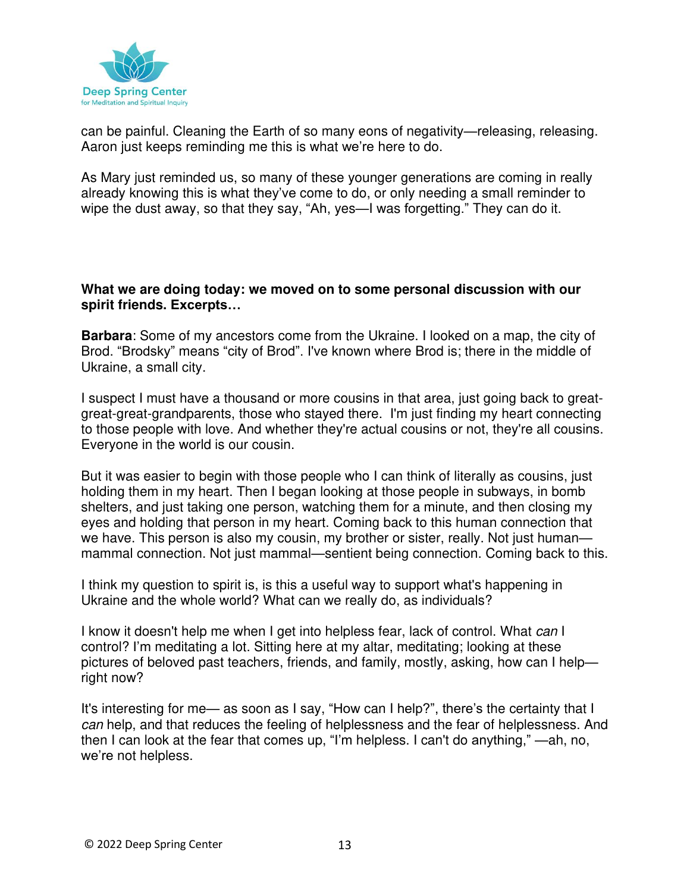can be painful. Cleaning the Earth of so many eons of negativity—releasing, releasing. Aaron just keeps reminding me this is what we're here to do.

As Mary just reminded us, so many of these younger generations are coming in really already knowing this is what they've come to do, or only needing a small reminder to wipe the dust away, so that they say, "Ah, yes—I was forgetting." They can do it.

**What we are doing today: we moved on to some personal discussion with our spirit friends. Excerpts…**

**Barbara**: Some of my ancestors come from the Ukraine. I looked on a map, the city of Brod. "Brodsky" means "city of Brod". I've known where Brod is; there in the middle of Ukraine, a small city.

I suspect I must have a thousand or more cousins in that area, just going back to great-great-great-grandparents, those who stayed there. I'm just finding my heart connecting to those people with love. And whether they're actual cousins or not, they're all cousins. Everyone in the world is our cousin.

But it was easier to begin with those people who I can think of literally as cousins, just holding them in my heart. Then I began looking at those people in subways, in bomb shelters, and just taking one person, watching them for a minute, and then closing my eyes and holding that person in my heart. Coming back to this human connection that we have. This person is also my cousin, my brother or sister, really. Not just human—mammal connection. Not just mammal—sentient being connection. Coming back to this.

I think my question to spirit is, is this a useful way to support what's happening in Ukraine and the whole world? What can we really do, as individuals?

I know it doesn't help me when I get into helpless fear, lack of control. What *can* I control? I'm meditating a lot. Sitting here at my altar, meditating; looking at these pictures of beloved past teachers, friends, and family, mostly, asking, how can I help—right now?

It's interesting for me— as soon as I say, "How can I help?", there's the certainty that I *can* help, and that reduces the feeling of helplessness and the fear of helplessness. And then I can look at the fear that comes up, "I'm helpless. I can't do anything," —ah, no, we're not helpless.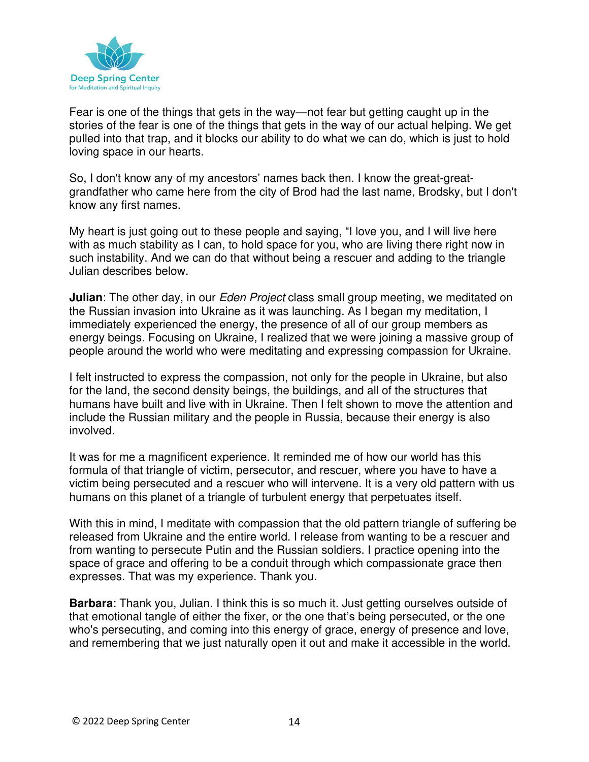Fear is one of the things that gets in the way—not fear but getting caught up in the stories of the fear is one of the things that gets in the way of our actual helping. We get pulled into that trap, and it blocks our ability to do what we can do, which is just to hold loving space in our hearts.

So, I don't know any of my ancestors' names back then. I know the great-great-grandfather who came here from the city of Brod had the last name, Brodsky, but I don't know any first names.

My heart is just going out to these people and saying, "I love you, and I will live here with as much stability as I can, to hold space for you, who are living there right now in such instability. And we can do that without being a rescuer and adding to the triangle Julian describes below.

**Julian**: The other day, in our *Eden Project* class small group meeting, we meditated on the Russian invasion into Ukraine as it was launching. As I began my meditation, I immediately experienced the energy, the presence of all of our group members as energy beings. Focusing on Ukraine, I realized that we were joining a massive group of people around the world who were meditating and expressing compassion for Ukraine.

I felt instructed to express the compassion, not only for the people in Ukraine, but also for the land, the second density beings, the buildings, and all of the structures that humans have built and live with in Ukraine. Then I felt shown to move the attention and include the Russian military and the people in Russia, because their energy is also involved.

It was for me a magnificent experience. It reminded me of how our world has this formula of that triangle of victim, persecutor, and rescuer, where you have to have a victim being persecuted and a rescuer who will intervene. It is a very old pattern with us humans on this planet of a triangle of turbulent energy that perpetuates itself.

With this in mind, I meditate with compassion that the old pattern triangle of suffering be released from Ukraine and the entire world. I release from wanting to be a rescuer and from wanting to persecute Putin and the Russian soldiers. I practice opening into the space of grace and offering to be a conduit through which compassionate grace then expresses. That was my experience. Thank you.

**Barbara**: Thank you, Julian. I think this is so much it. Just getting ourselves outside of that emotional tangle of either the fixer, or the one that's being persecuted, or the one who's persecuting, and coming into this energy of grace, energy of presence and love, and remembering that we just naturally open it out and make it accessible in the world.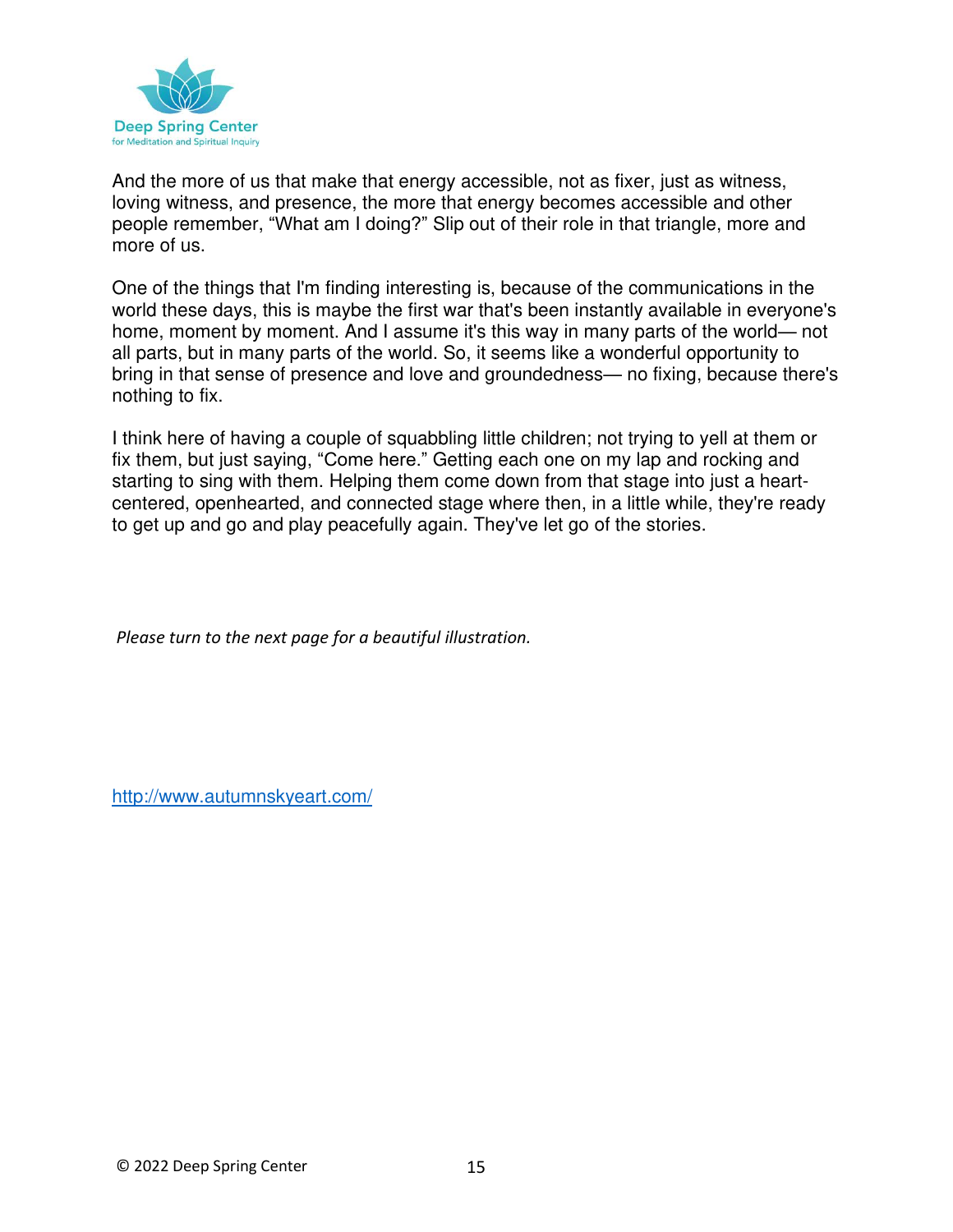And the more of us that make that energy accessible, not as fixer, just as witness, loving witness, and presence, the more that energy becomes accessible and other people remember, "What am I doing?" Slip out of their role in that triangle, more and more of us.

One of the things that I'm finding interesting is, because of the communications in the world these days, this is maybe the first war that's been instantly available in everyone's home, moment by moment. And I assume it's this way in many parts of the world— not all parts, but in many parts of the world. So, it seems like a wonderful opportunity to bring in that sense of presence and love and groundedness— no fixing, because there's nothing to fix.

I think here of having a couple of squabbling little children; not trying to yell at them or fix them, but just saying, "Come here." Getting each one on my lap and rocking and starting to sing with them. Helping them come down from that stage into just a heart-centered, openhearted, and connected stage where then, in a little while, they're ready to get up and go and play peacefully again. They've let go of the stories.

*Please turn to the next page for a beautiful illustration.*

http://www.autumnskyeart.com/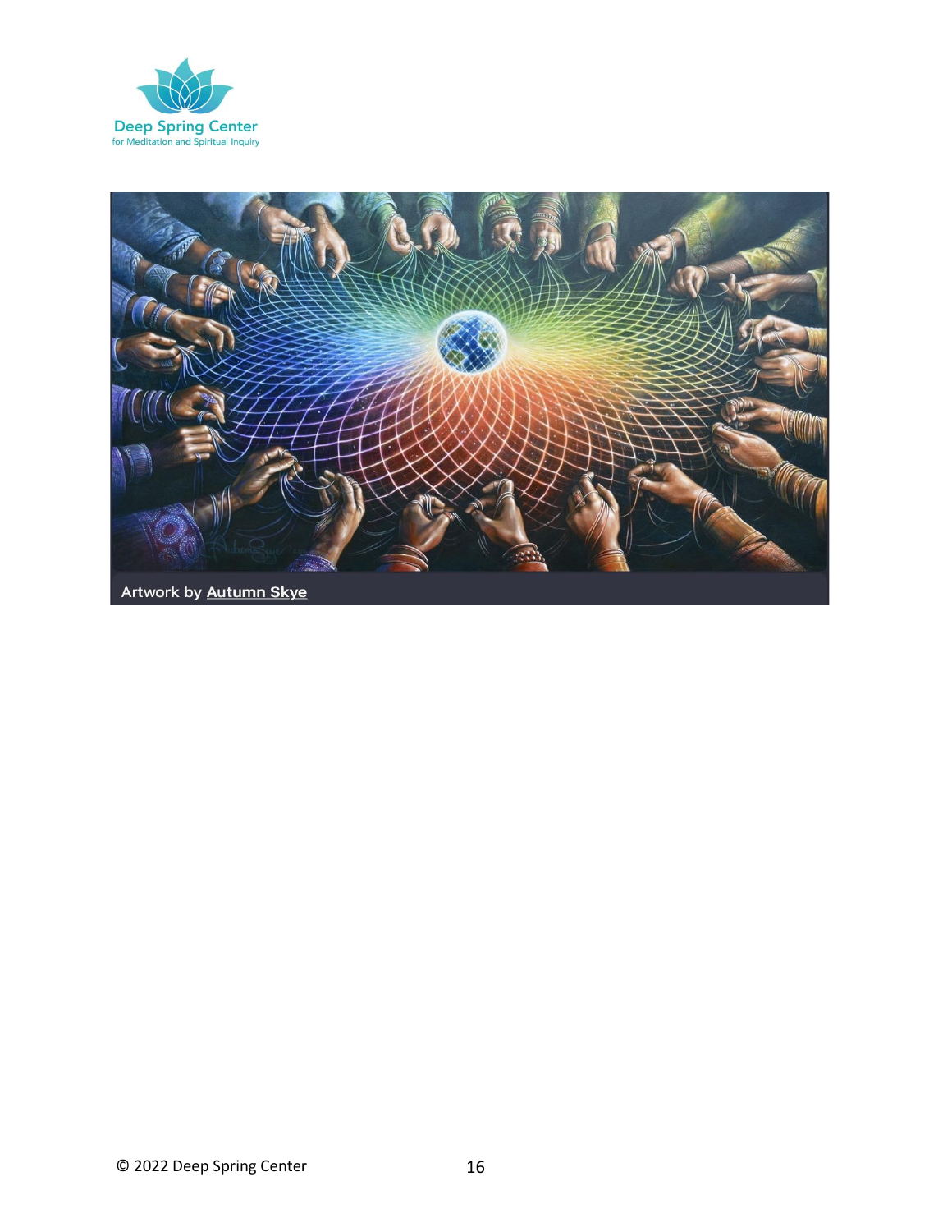Artwork by Autumn Skye